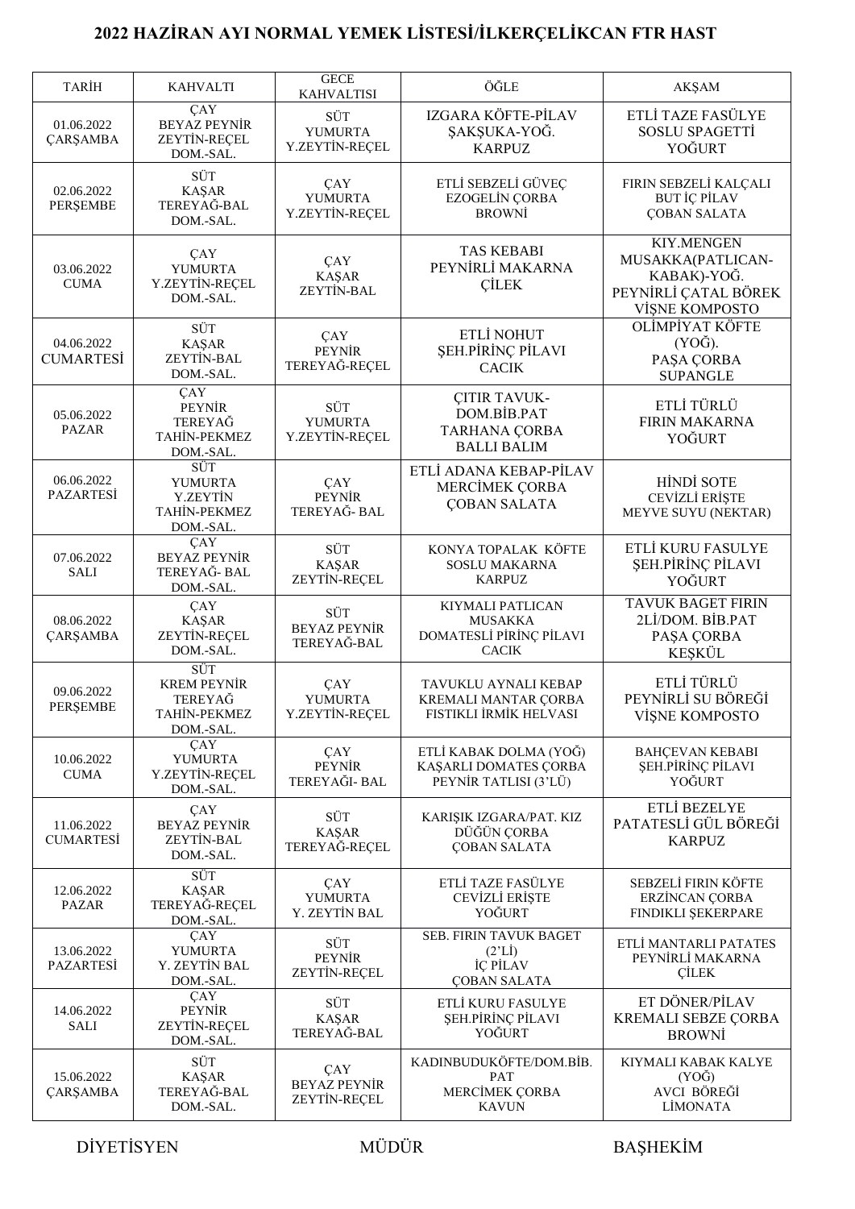# 2022 HAZİRAN AYI NORMAL YEMEK LİSTESİ/İLKERÇELİKCAN FTR HAST

| TARİH | KAHVALTI | GECE KAHVALTISI | ÖĞLE | AKŞAM |
|---|---|---|---|---|
| 01.06.2022 ÇARŞAMBA | ÇAY<br>BEYAZ PEYNİR<br>ZEYTİN-REÇEL<br>DOM.-SAL. | SÜT<br>YUMURTA<br>Y.ZEYTİN-REÇEL | IZGARA KÖFTE-PİLAV<br>ŞAKŞUKA-YOĞ.<br>KARPUZ | ETLİ TAZE FASÜLYE<br>SOSLU SPAGETTİ<br>YOĞURT |
| 02.06.2022 PERŞEMBE | SÜT<br>KAŞAR<br>TEREYAĞ-BAL<br>DOM.-SAL. | ÇAY<br>YUMURTA<br>Y.ZEYTİN-REÇEL | ETLİ SEBZELİ GÜVEÇ<br>EZOGELİN ÇORBA<br>BROWNİ | FIRIN SEBZELİ KALÇALI BUT İÇ PİLAV<br>ÇOBAN SALATA |
| 03.06.2022 CUMA | ÇAY<br>YUMURTA<br>Y.ZEYTİN-REÇEL<br>DOM.-SAL. | ÇAY<br>KAŞAR<br>ZEYTİN-BAL | TAS KEBABI<br>PEYNİRLİ MAKARNA<br>ÇİLEK | KIY.MENGEN MUSAKKA(PATLICAN-KABAK)-YOĞ.<br>PEYNİRLİ ÇATAL BÖREK<br>VİŞNE KOMPOSTO |
| 04.06.2022 CUMARTESİ | SÜT<br>KAŞAR<br>ZEYTİN-BAL<br>DOM.-SAL. | ÇAY<br>PEYNİR<br>TEREYAĞ-REÇEL | ETLİ NOHUT<br>ŞEH.PİRİNÇ PİLAVI<br>CACIK | OLİMPİYAT KÖFTE (YOĞ).<br>PAŞA ÇORBA<br>SUPANGLE |
| 05.06.2022 PAZAR | ÇAY<br>PEYNİR<br>TEREYAĞ<br>TAHİN-PEKMEZ<br>DOM.-SAL. | SÜT<br>YUMURTA<br>Y.ZEYTİN-REÇEL | ÇITIR TAVUK-DOM.BİB.PAT<br>TARHANA ÇORBA<br>BALLI BALIM | ETLİ TÜRLÜ<br>FIRIN MAKARNA<br>YOĞURT |
| 06.06.2022 PAZARTESİ | SÜT<br>YUMURTA<br>Y.ZEYTİN<br>TAHİN-PEKMEZ<br>DOM.-SAL. | ÇAY<br>PEYNİR<br>TEREYAĞ- BAL | ETLİ ADANA KEBAP-PİLAV<br>MERCİMEK ÇORBA<br>ÇOBAN SALATA | HİNDİ SOTE<br>CEVİZLİ ERİŞTE<br>MEYVE SUYU (NEKTAR) |
| 07.06.2022 SALI | ÇAY<br>BEYAZ PEYNİR<br>TEREYAĞ- BAL<br>DOM.-SAL. | SÜT<br>KAŞAR<br>ZEYTİN-REÇEL | KONYA TOPALAK KÖFTE<br>SOSLU MAKARNA<br>KARPUZ | ETLİ KURU FASULYE<br>ŞEH.PİRİNÇ PİLAVI<br>YOĞURT |
| 08.06.2022 ÇARŞAMBA | ÇAY<br>KAŞAR<br>ZEYTİN-REÇEL<br>DOM.-SAL. | SÜT<br>BEYAZ PEYNİR<br>TEREYAĞ-BAL | KIYMALI PATLICAN MUSAKKA<br>DOMATESLİ PİRİNÇ PİLAVI<br>CACIK | TAVUK BAGET FIRIN 2Lİ/DOM. BİB.PAT<br>PAŞA ÇORBA<br>KEŞKÜL |
| 09.06.2022 PERŞEMBE | SÜT<br>KREM PEYNİR<br>TEREYAĞ<br>TAHİN-PEKMEZ<br>DOM.-SAL. | ÇAY<br>YUMURTA<br>Y.ZEYTİN-REÇEL | TAVUKLU AYNALI KEBAP<br>KREMALI MANTAR ÇORBA<br>FISTIKLI İRMİK HELVASI | ETLİ TÜRLÜ<br>PEYNİRLİ SU BÖREĞİ<br>VİŞNE KOMPOSTO |
| 10.06.2022 CUMA | ÇAY<br>YUMURTA<br>Y.ZEYTİN-REÇEL<br>DOM.-SAL. | ÇAY<br>PEYNİR<br>TEREYAĞI- BAL | ETLİ KABAK DOLMA (YOĞ)<br>KAŞARLI DOMATES ÇORBA<br>PEYNİR TATLISI (3'LÜ) | BAHÇEVAN KEBABI<br>ŞEH.PİRİNÇ PİLAVI<br>YOĞURT |
| 11.06.2022 CUMARTESİ | ÇAY<br>BEYAZ PEYNİR<br>ZEYTİN-BAL<br>DOM.-SAL. | SÜT<br>KAŞAR<br>TEREYAĞ-REÇEL | KARIŞIK IZGARA/PAT. KIZ<br>DÜĞÜN ÇORBA<br>ÇOBAN SALATA | ETLİ BEZELYE<br>PATATESLİ GÜL BÖREĞİ<br>KARPUZ |
| 12.06.2022 PAZAR | SÜT<br>KAŞAR<br>TEREYAĞ-REÇEL<br>DOM.-SAL. | ÇAY<br>YUMURTA<br>Y. ZEYTİN BAL | ETLİ TAZE FASÜLYE<br>CEVİZLİ ERİŞTE<br>YOĞURT | SEBZELİ FIRIN KÖFTE<br>ERZİNCAN ÇORBA<br>FINDIKLI ŞEKERPARE |
| 13.06.2022 PAZARTESİ | ÇAY<br>YUMURTA<br>Y. ZEYTİN BAL<br>DOM.-SAL. | SÜT<br>PEYNİR<br>ZEYTİN-REÇEL | SEB. FIRIN TAVUK BAGET (2'Lİ)<br>İÇ PİLAV<br>ÇOBAN SALATA | ETLİ MANTARLI PATATES<br>PEYNİRLİ MAKARNA<br>ÇİLEK |
| 14.06.2022 SALI | ÇAY<br>PEYNİR<br>ZEYTİN-REÇEL<br>DOM.-SAL. | SÜT<br>KAŞAR<br>TEREYAĞ-BAL | ETLİ KURU FASULYE<br>ŞEH.PİRİNÇ PİLAVI<br>YOĞURT | ET DÖNER/PİLAV<br>KREMALI SEBZE ÇORBA<br>BROWNİ |
| 15.06.2022 ÇARŞAMBA | SÜT<br>KAŞAR<br>TEREYAĞ-BAL<br>DOM.-SAL. | ÇAY<br>BEYAZ PEYNİR<br>ZEYTİN-REÇEL | KADINBUDUKÖFTE/DOM.BİB. PAT<br>MERCİMEK ÇORBA<br>KAVUN | KIYMALI KABAK KALYE (YOĞ)<br>AVCI BÖREĞİ<br>LİMONATA |

DİYETİSYEN MÜDÜR BAŞHEKİM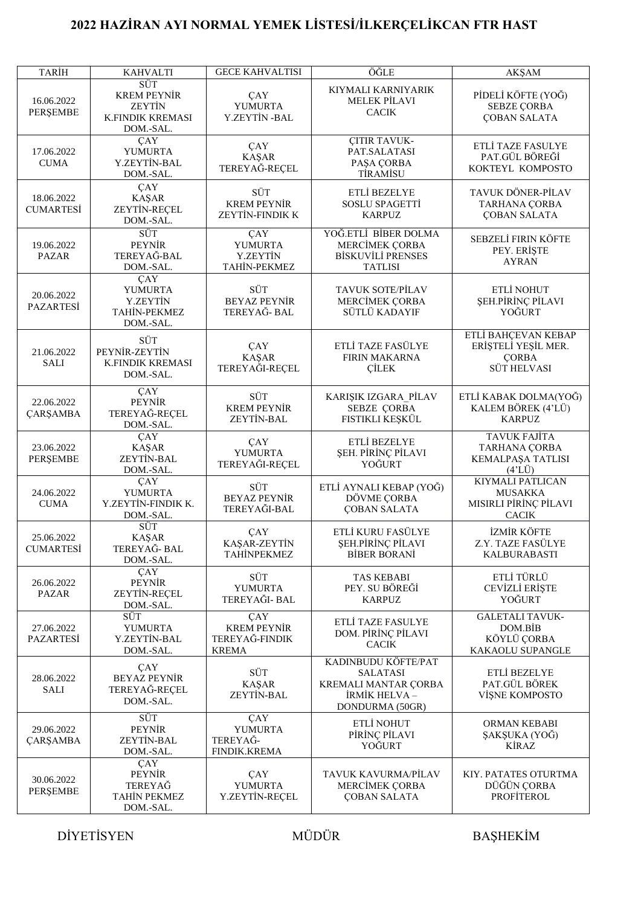# 2022 HAZİRAN AYI NORMAL YEMEK LİSTESİ/İLKERÇELİKCAN FTR HAST

| TARİH | KAHVALTI | GECE KAHVALTISI | ÖĞLE | AKŞAM |
|---|---|---|---|---|
| 16.06.2022 PERŞEMBE | SÜT<br>KREM PEYNİR<br>ZEYTİN<br>K.FINDIK KREMASI<br>DOM.-SAL. | ÇAY<br>YUMURTA<br>Y.ZEYTİN -BAL | KIYMALI KARNIYARIK<br>MELEK PİLAVI<br>CACIK | PİDELİ KÖFTE (YOĞ)<br>SEBZE ÇORBA<br>ÇOBAN SALATA |
| 17.06.2022 CUMA | ÇAY<br>YUMURTA<br>Y.ZEYTİN-BAL<br>DOM.-SAL. | ÇAY<br>KAŞAR<br>TEREYAĞ-REÇEL | ÇITIR TAVUK-PAT.SALATASI<br>PAŞA ÇORBA<br>TİRAMİSU | ETLİ TAZE FASULYE<br>PAT.GÜL BÖREĞİ<br>KOKTEYL KOMPOSTO |
| 18.06.2022 CUMARTESİ | ÇAY<br>KAŞAR<br>ZEYTİN-REÇEL<br>DOM.-SAL. | SÜT<br>KREM PEYNİR<br>ZEYTİN-FINDIK K | ETLİ BEZELYE<br>SOSLU SPAGETTİ<br>KARPUZ | TAVUK DÖNER-PİLAV<br>TARHANA ÇORBA<br>ÇOBAN SALATA |
| 19.06.2022 PAZAR | SÜT<br>PEYNİR<br>TEREYAĞ-BAL<br>DOM.-SAL. | ÇAY<br>YUMURTA<br>Y.ZEYTİN<br>TAHİN-PEKMEZ | YOĞ.ETLİ BİBER DOLMA<br>MERCİMEK ÇORBA<br>BİSKUVİLİ PRENSES TATLISI | SEBZELİ FIRIN KÖFTE<br>PEY. ERİŞTE<br>AYRAN |
| 20.06.2022 PAZARTESİ | ÇAY<br>YUMURTA<br>Y.ZEYTİN<br>TAHİN-PEKMEZ<br>DOM.-SAL. | SÜT<br>BEYAZ PEYNİR<br>TEREYAĞ- BAL | TAVUK SOTE/PİLAV<br>MERCİMEK ÇORBA<br>SÜTLÜ KADAYIF | ETLİ NOHUT<br>ŞEH.PİRİNÇ PİLAVI<br>YOĞURT |
| 21.06.2022 SALI | SÜT<br>PEYNİR-ZEYTİN<br>K.FINDIK KREMASI<br>DOM.-SAL. | ÇAY<br>KAŞAR<br>TEREYAĞI-REÇEL | ETLİ TAZE FASÜLYE<br>FIRIN MAKARNA<br>ÇİLEK | ETLİ BAHÇEVAN KEBAP<br>ERİŞTELİ YEŞİL MER. ÇORBA<br>SÜT HELVASI |
| 22.06.2022 ÇARŞAMBA | ÇAY<br>PEYNİR<br>TEREYAĞ-REÇEL<br>DOM.-SAL. | SÜT<br>KREM PEYNİR<br>ZEYTİN-BAL | KARIŞIK IZGARA_PİLAV<br>SEBZE ÇORBA<br>FISTIKLI KEŞKÜL | ETLİ KABAK DOLMA(YOĞ)<br>KALEM BÖREK (4'LÜ)<br>KARPUZ |
| 23.06.2022 PERŞEMBE | ÇAY<br>KAŞAR<br>ZEYTİN-BAL<br>DOM.-SAL. | ÇAY<br>YUMURTA<br>TEREYAĞI-REÇEL | ETLİ BEZELYE<br>ŞEH. PİRİNÇ PİLAVI<br>YOĞURT | TAVUK FAJİTA<br>TARHANA ÇORBA<br>KEMALPAŞA TATLISI (4'LÜ) |
| 24.06.2022 CUMA | ÇAY<br>YUMURTA<br>Y.ZEYTİN-FINDIK K.<br>DOM.-SAL. | SÜT<br>BEYAZ PEYNİR<br>TEREYAĞI-BAL | ETLİ AYNALI KEBAP (YOĞ)<br>DÖVME ÇORBA<br>ÇOBAN SALATA | KIYMALI PATLICAN MUSAKKA<br>MISIRLI PİRİNÇ PİLAVI<br>CACIK |
| 25.06.2022 CUMARTESİ | SÜT<br>KAŞAR<br>TEREYAĞ- BAL<br>DOM.-SAL. | ÇAY<br>KAŞAR-ZEYTİN<br>TAHİNPEKMEZ | ETLİ KURU FASÜLYE<br>ŞEH.PİRİNÇ PİLAVI<br>BİBER BORANİ | İZMİR KÖFTE<br>Z.Y. TAZE FASÜLYE<br>KALBURABASTI |
| 26.06.2022 PAZAR | ÇAY<br>PEYNİR<br>ZEYTİN-REÇEL<br>DOM.-SAL. | SÜT<br>YUMURTA<br>TEREYAĞI- BAL | TAS KEBABI<br>PEY. SU BÖREĞİ<br>KARPUZ | ETLİ TÜRLÜ<br>CEVİZLİ ERİŞTE<br>YOĞURT |
| 27.06.2022 PAZARTESİ | SÜT<br>YUMURTA<br>Y.ZEYTİN-BAL<br>DOM.-SAL. | ÇAY<br>KREM PEYNİR<br>TEREYAĞ-FINDIK KREMA | ETLİ TAZE FASULYE<br>DOM. PİRİNÇ PİLAVI<br>CACIK | GALETALI TAVUK-DOM.BİB<br>KÖYLÜ ÇORBA<br>KAKAOLU SUPANGLE |
| 28.06.2022 SALI | ÇAY<br>BEYAZ PEYNİR<br>TEREYAĞ-REÇEL<br>DOM.-SAL. | SÜT<br>KAŞAR<br>ZEYTİN-BAL | KADINBUDU KÖFTE/PAT SALATASI<br>KREMALI MANTAR ÇORBA<br>İRMİK HELVA – DONDURMA (50GR) | ETLİ BEZELYE<br>PAT.GÜL BÖREK<br>VİŞNE KOMPOSTO |
| 29.06.2022 ÇARŞAMBA | SÜT<br>PEYNİR<br>ZEYTİN-BAL<br>DOM.-SAL. | ÇAY<br>YUMURTA<br>TEREYAĞ-FINDIK.KREMA | ETLİ NOHUT<br>PİRİNÇ PİLAVI<br>YOĞURT | ORMAN KEBABI<br>ŞAKŞUKA (YOĞ)<br>KİRAZ |
| 30.06.2022 PERŞEMBE | ÇAY<br>PEYNİR<br>TEREYAĞ<br>TAHİN PEKMEZ<br>DOM.-SAL. | ÇAY<br>YUMURTA<br>Y.ZEYTİN-REÇEL | TAVUK KAVURMA/PİLAV<br>MERCİMEK ÇORBA<br>ÇOBAN SALATA | KIY. PATATES OTURTMA<br>DÜĞÜN ÇORBA<br>PROFİTEROL |

DİYETİSYEN MÜDÜR BAŞHEKİM